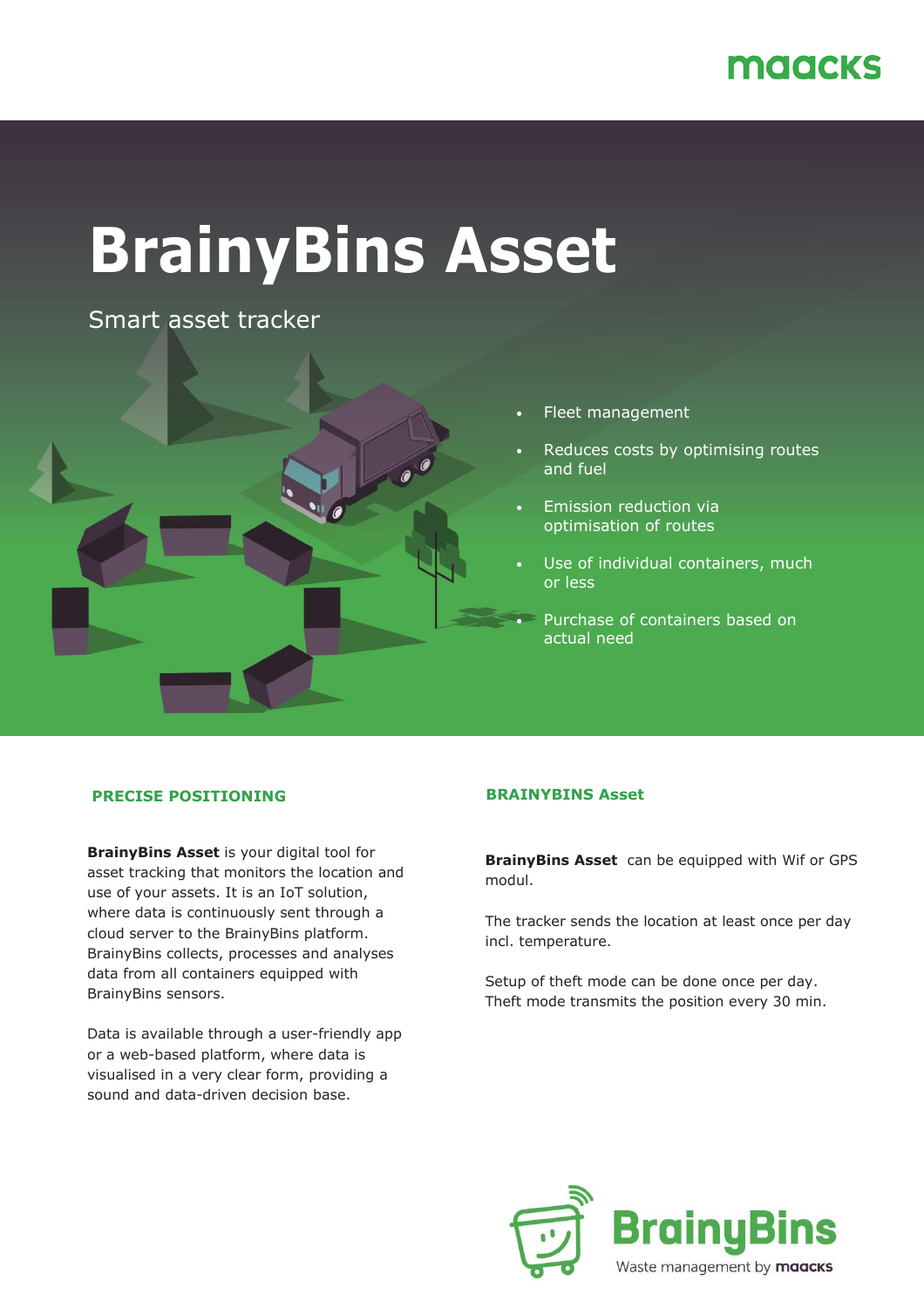maacks

# BrainyBins Asset

Smart asset tracker

- Fleet management
- Reduces costs by optimising routes and fuel
- Emission reduction via optimisation of routes
- Use of individual containers, much or less
- Purchase of containers based on actual need

## PRECISE POSITIONING

**BrainyBins Asset** is your digital tool for asset tracking that monitors the location and use of your assets. It is an IoT solution, where data is continuously sent through a cloud server to the BrainyBins platform. BrainyBins collects, processes and analyses data from all containers equipped with BrainyBins sensors.

Data is available through a user-friendly app or a web-based platform, where data is visualised in a very clear form, providing a sound and data-driven decision base.

## BRAINYBINS Asset

**BrainyBins Asset** can be equipped with Wif or GPS modul.

The tracker sends the location at least once per day incl. temperature.

Setup of theft mode can be done once per day. Theft mode transmits the position every 30 min.

BrainyBins
Waste management by maacks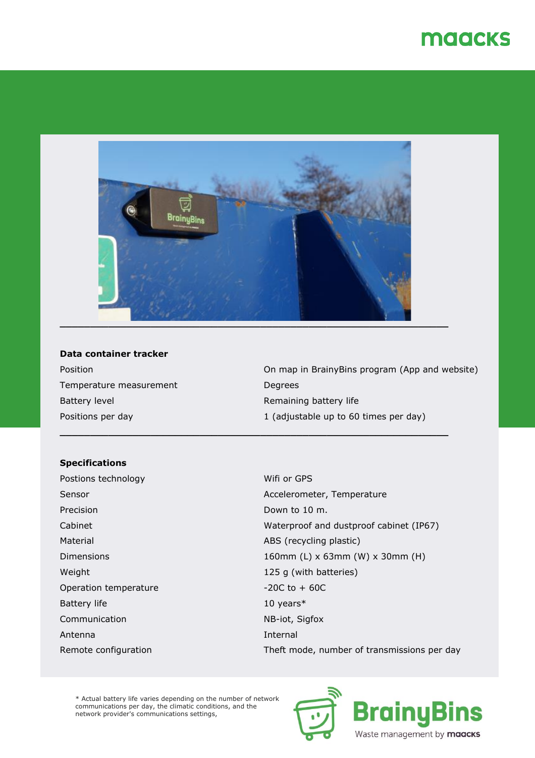### Data container tracker

| | |
|---|---|
| Position | On map in BrainyBins program (App and website) |
| Temperature measurement | Degrees |
| Battery level | Remaining battery life |
| Positions per day | 1 (adjustable up to 60 times per day) |

### Specifications

| | |
|---|---|
| Postions technology | Wifi or GPS |
| Sensor | Accelerometer, Temperature |
| Precision | Down to 10 m. |
| Cabinet | Waterproof and dustproof cabinet (IP67) |
| Material | ABS (recycling plastic) |
| Dimensions | 160mm (L) x 63mm (W) x 30mm (H) |
| Weight | 125 g (with batteries) |
| Operation temperature | -20C to + 60C |
| Battery life | 10 years* |
| Communication | NB-iot, Sigfox |
| Antenna | Internal |
| Remote configuration | Theft mode, number of transmissions per day |

* Actual battery life varies depending on the number of network communications per day, the climatic conditions, and the network provider's communications settings,

BrainyBins

Waste management by maacks